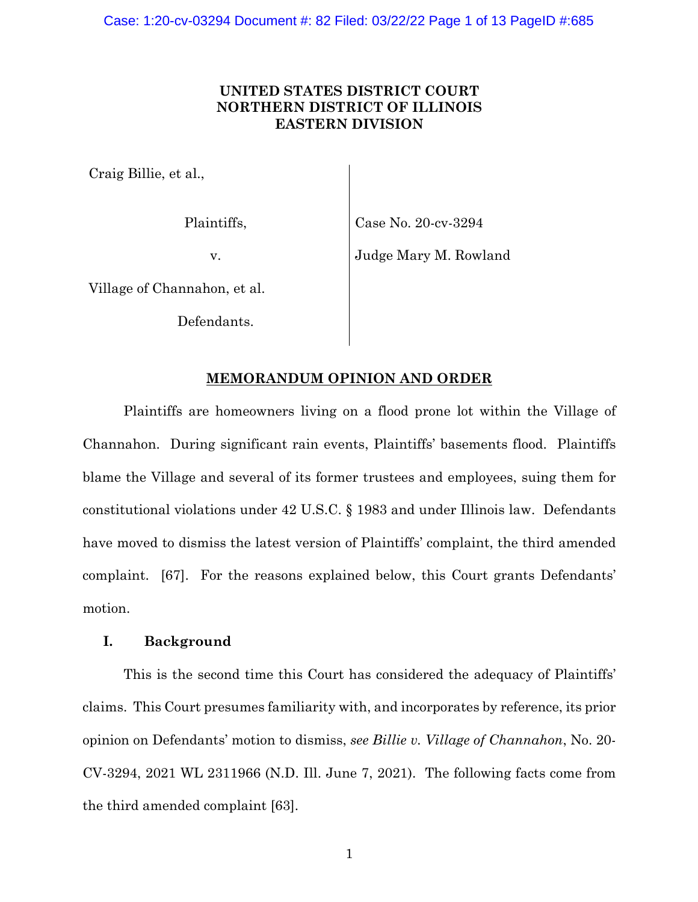**UNITED STATES DISTRICT COURT**
**NORTHERN DISTRICT OF ILLINOIS**
**EASTERN DIVISION**

| | |
|---|---|
| Craig Billie, et al., | |
| Plaintiffs, | Case No. 20-cv-3294 |
| v. | Judge Mary M. Rowland |
| Village of Channahon, et al. | |
| Defendants. | |

## MEMORANDUM OPINION AND ORDER

Plaintiffs are homeowners living on a flood prone lot within the Village of Channahon. During significant rain events, Plaintiffs' basements flood. Plaintiffs blame the Village and several of its former trustees and employees, suing them for constitutional violations under 42 U.S.C. § 1983 and under Illinois law. Defendants have moved to dismiss the latest version of Plaintiffs' complaint, the third amended complaint. [67]. For the reasons explained below, this Court grants Defendants' motion.

### I. Background

This is the second time this Court has considered the adequacy of Plaintiffs' claims. This Court presumes familiarity with, and incorporates by reference, its prior opinion on Defendants' motion to dismiss, *see Billie v. Village of Channahon*, No. 20-CV-3294, 2021 WL 2311966 (N.D. Ill. June 7, 2021). The following facts come from the third amended complaint [63].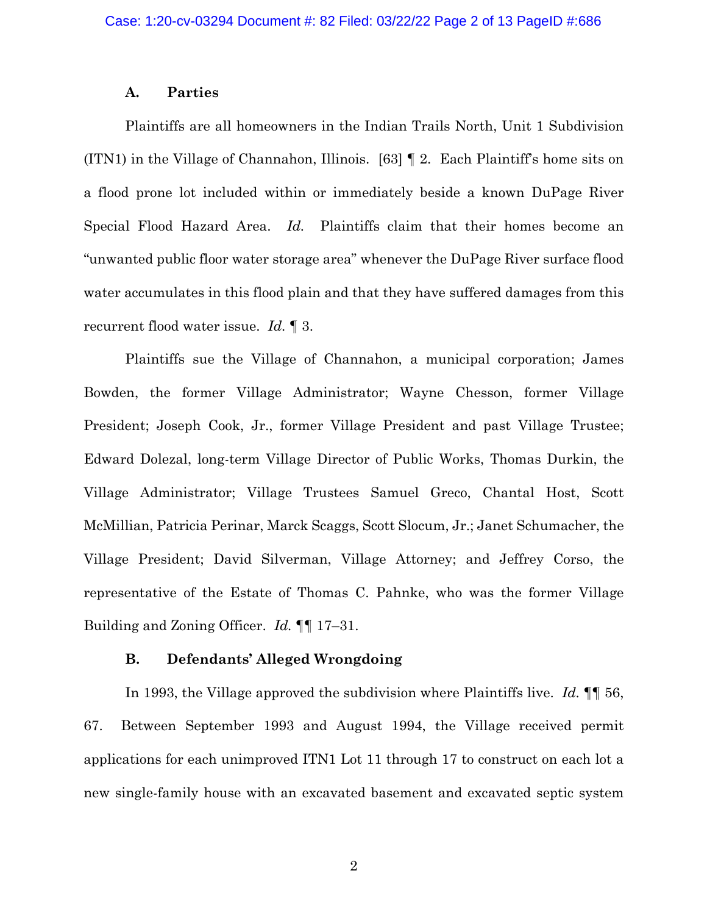### A. Parties

Plaintiffs are all homeowners in the Indian Trails North, Unit 1 Subdivision (ITN1) in the Village of Channahon, Illinois. [63] ¶ 2. Each Plaintiff's home sits on a flood prone lot included within or immediately beside a known DuPage River Special Flood Hazard Area. *Id.* Plaintiffs claim that their homes become an "unwanted public floor water storage area" whenever the DuPage River surface flood water accumulates in this flood plain and that they have suffered damages from this recurrent flood water issue. *Id.* ¶ 3.

Plaintiffs sue the Village of Channahon, a municipal corporation; James Bowden, the former Village Administrator; Wayne Chesson, former Village President; Joseph Cook, Jr., former Village President and past Village Trustee; Edward Dolezal, long-term Village Director of Public Works, Thomas Durkin, the Village Administrator; Village Trustees Samuel Greco, Chantal Host, Scott McMillian, Patricia Perinar, Marck Scaggs, Scott Slocum, Jr.; Janet Schumacher, the Village President; David Silverman, Village Attorney; and Jeffrey Corso, the representative of the Estate of Thomas C. Pahnke, who was the former Village Building and Zoning Officer. *Id.* ¶¶ 17–31.

### B. Defendants' Alleged Wrongdoing

In 1993, the Village approved the subdivision where Plaintiffs live. *Id.* ¶¶ 56, 67. Between September 1993 and August 1994, the Village received permit applications for each unimproved ITN1 Lot 11 through 17 to construct on each lot a new single-family house with an excavated basement and excavated septic system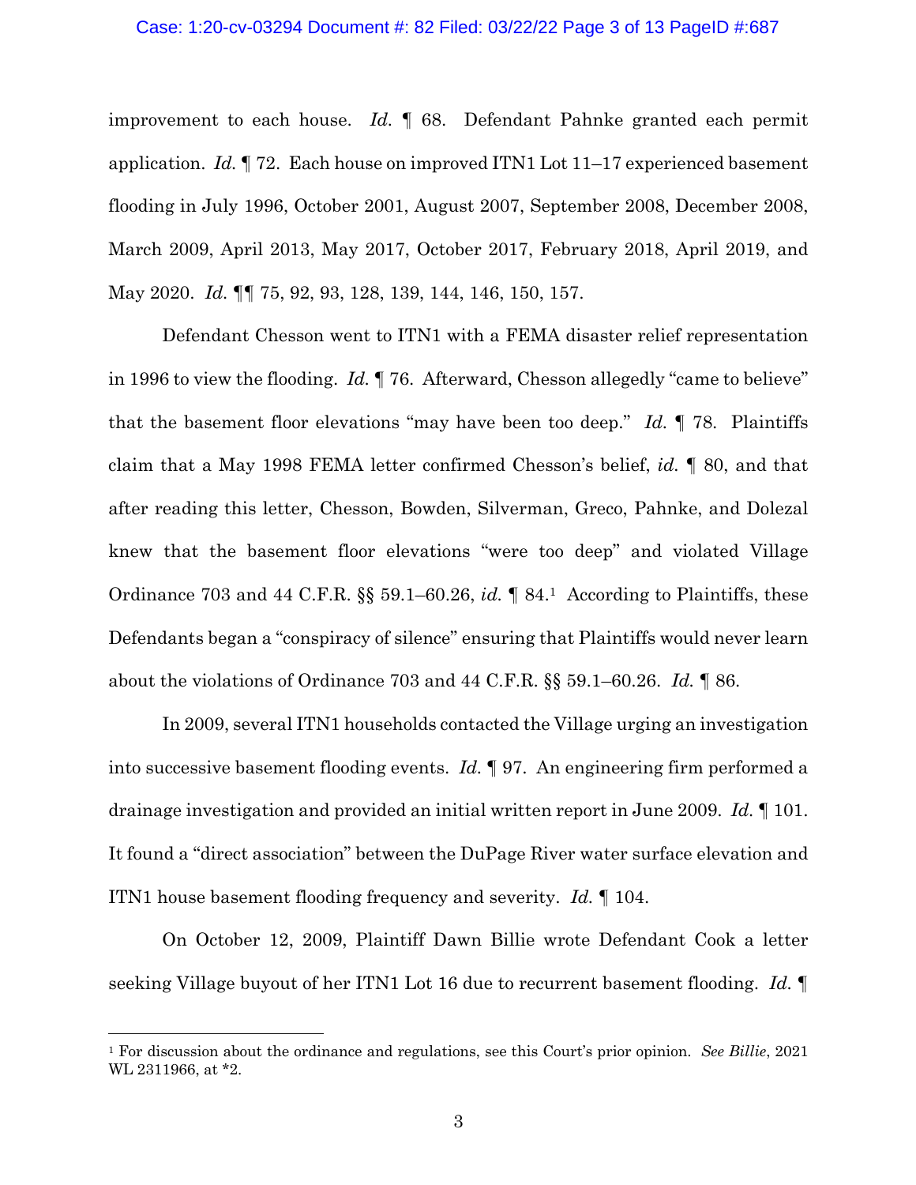improvement to each house. *Id.* ¶ 68. Defendant Pahnke granted each permit application. *Id.* ¶ 72. Each house on improved ITN1 Lot 11–17 experienced basement flooding in July 1996, October 2001, August 2007, September 2008, December 2008, March 2009, April 2013, May 2017, October 2017, February 2018, April 2019, and May 2020. *Id.* ¶¶ 75, 92, 93, 128, 139, 144, 146, 150, 157.

Defendant Chesson went to ITN1 with a FEMA disaster relief representation in 1996 to view the flooding. *Id.* ¶ 76. Afterward, Chesson allegedly "came to believe" that the basement floor elevations "may have been too deep." *Id.* ¶ 78. Plaintiffs claim that a May 1998 FEMA letter confirmed Chesson's belief, *id.* ¶ 80, and that after reading this letter, Chesson, Bowden, Silverman, Greco, Pahnke, and Dolezal knew that the basement floor elevations "were too deep" and violated Village Ordinance 703 and 44 C.F.R. §§ 59.1–60.26, *id.* ¶ 84.[1] According to Plaintiffs, these Defendants began a "conspiracy of silence" ensuring that Plaintiffs would never learn about the violations of Ordinance 703 and 44 C.F.R. §§ 59.1–60.26. *Id.* ¶ 86.

In 2009, several ITN1 households contacted the Village urging an investigation into successive basement flooding events. *Id.* ¶ 97. An engineering firm performed a drainage investigation and provided an initial written report in June 2009. *Id.* ¶ 101. It found a "direct association" between the DuPage River water surface elevation and ITN1 house basement flooding frequency and severity. *Id.* ¶ 104.

On October 12, 2009, Plaintiff Dawn Billie wrote Defendant Cook a letter seeking Village buyout of her ITN1 Lot 16 due to recurrent basement flooding. *Id.* ¶

---

[1] For discussion about the ordinance and regulations, see this Court's prior opinion. *See Billie*, 2021 WL 2311966, at *2.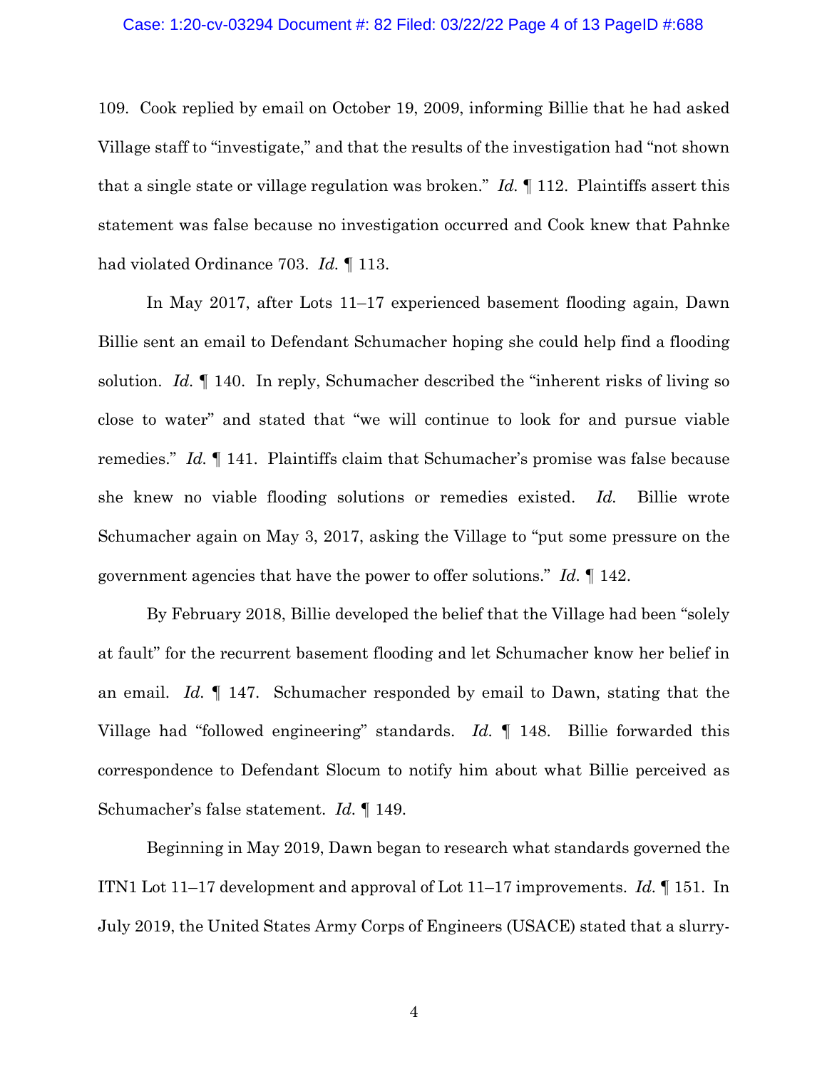109. Cook replied by email on October 19, 2009, informing Billie that he had asked Village staff to "investigate," and that the results of the investigation had "not shown that a single state or village regulation was broken." *Id.* ¶ 112. Plaintiffs assert this statement was false because no investigation occurred and Cook knew that Pahnke had violated Ordinance 703. *Id.* ¶ 113.

In May 2017, after Lots 11–17 experienced basement flooding again, Dawn Billie sent an email to Defendant Schumacher hoping she could help find a flooding solution. *Id.* ¶ 140. In reply, Schumacher described the "inherent risks of living so close to water" and stated that "we will continue to look for and pursue viable remedies." *Id.* ¶ 141. Plaintiffs claim that Schumacher's promise was false because she knew no viable flooding solutions or remedies existed. *Id.* Billie wrote Schumacher again on May 3, 2017, asking the Village to "put some pressure on the government agencies that have the power to offer solutions." *Id.* ¶ 142.

By February 2018, Billie developed the belief that the Village had been "solely at fault" for the recurrent basement flooding and let Schumacher know her belief in an email. *Id.* ¶ 147. Schumacher responded by email to Dawn, stating that the Village had "followed engineering" standards. *Id.* ¶ 148. Billie forwarded this correspondence to Defendant Slocum to notify him about what Billie perceived as Schumacher's false statement. *Id.* ¶ 149.

Beginning in May 2019, Dawn began to research what standards governed the ITN1 Lot 11–17 development and approval of Lot 11–17 improvements. *Id.* ¶ 151. In July 2019, the United States Army Corps of Engineers (USACE) stated that a slurry-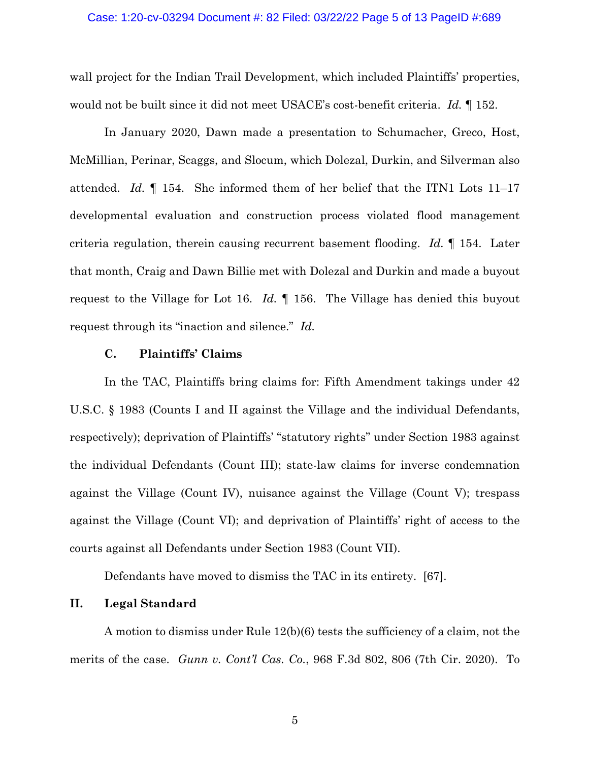wall project for the Indian Trail Development, which included Plaintiffs' properties, would not be built since it did not meet USACE's cost-benefit criteria. *Id.* ¶ 152.

In January 2020, Dawn made a presentation to Schumacher, Greco, Host, McMillian, Perinar, Scaggs, and Slocum, which Dolezal, Durkin, and Silverman also attended. *Id.* ¶ 154. She informed them of her belief that the ITN1 Lots 11–17 developmental evaluation and construction process violated flood management criteria regulation, therein causing recurrent basement flooding. *Id.* ¶ 154. Later that month, Craig and Dawn Billie met with Dolezal and Durkin and made a buyout request to the Village for Lot 16. *Id.* ¶ 156. The Village has denied this buyout request through its "inaction and silence." *Id.*

### C. Plaintiffs' Claims

In the TAC, Plaintiffs bring claims for: Fifth Amendment takings under 42 U.S.C. § 1983 (Counts I and II against the Village and the individual Defendants, respectively); deprivation of Plaintiffs' "statutory rights" under Section 1983 against the individual Defendants (Count III); state-law claims for inverse condemnation against the Village (Count IV), nuisance against the Village (Count V); trespass against the Village (Count VI); and deprivation of Plaintiffs' right of access to the courts against all Defendants under Section 1983 (Count VII).

Defendants have moved to dismiss the TAC in its entirety. [67].

## II. Legal Standard

A motion to dismiss under Rule 12(b)(6) tests the sufficiency of a claim, not the merits of the case. *Gunn v. Cont'l Cas. Co.*, 968 F.3d 802, 806 (7th Cir. 2020). To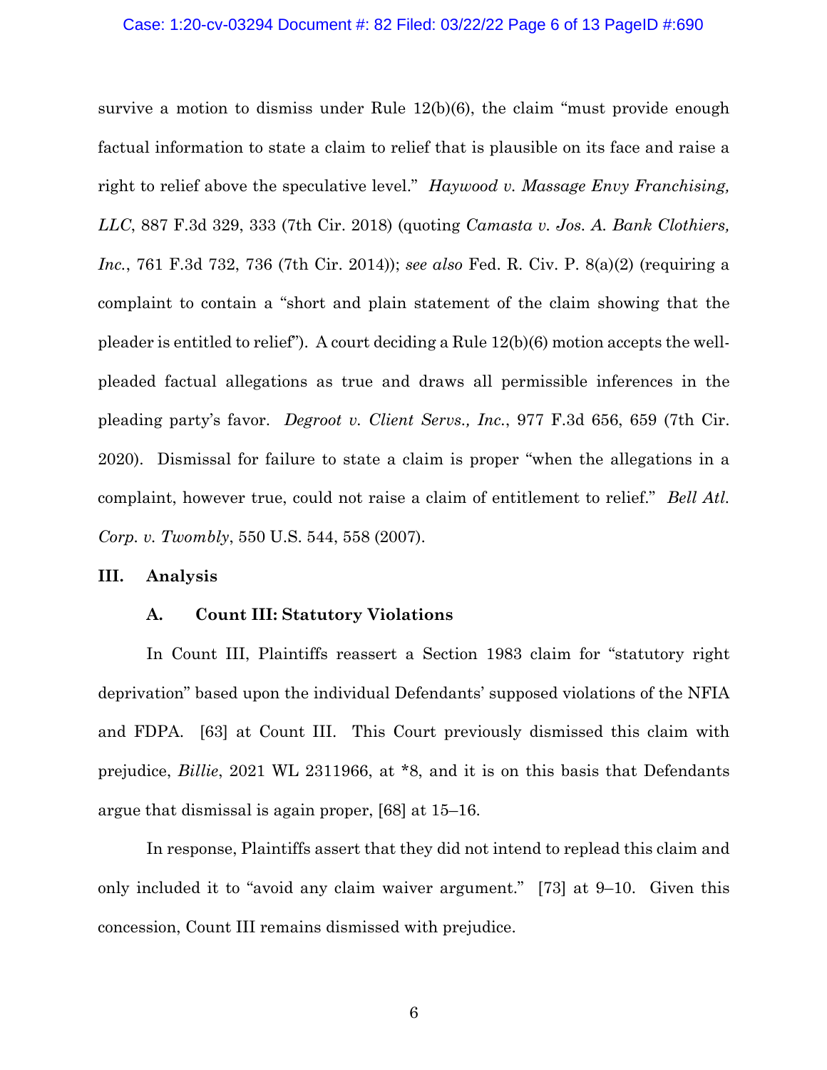survive a motion to dismiss under Rule 12(b)(6), the claim "must provide enough factual information to state a claim to relief that is plausible on its face and raise a right to relief above the speculative level." *Haywood v. Massage Envy Franchising, LLC*, 887 F.3d 329, 333 (7th Cir. 2018) (quoting *Camasta v. Jos. A. Bank Clothiers, Inc.*, 761 F.3d 732, 736 (7th Cir. 2014)); *see also* Fed. R. Civ. P. 8(a)(2) (requiring a complaint to contain a "short and plain statement of the claim showing that the pleader is entitled to relief"). A court deciding a Rule 12(b)(6) motion accepts the well-pleaded factual allegations as true and draws all permissible inferences in the pleading party's favor. *Degroot v. Client Servs., Inc.*, 977 F.3d 656, 659 (7th Cir. 2020). Dismissal for failure to state a claim is proper "when the allegations in a complaint, however true, could not raise a claim of entitlement to relief." *Bell Atl. Corp. v. Twombly*, 550 U.S. 544, 558 (2007).

## III. Analysis

### A. Count III: Statutory Violations

In Count III, Plaintiffs reassert a Section 1983 claim for "statutory right deprivation" based upon the individual Defendants' supposed violations of the NFIA and FDPA. [63] at Count III. This Court previously dismissed this claim with prejudice, *Billie*, 2021 WL 2311966, at *8, and it is on this basis that Defendants argue that dismissal is again proper, [68] at 15–16.

In response, Plaintiffs assert that they did not intend to replead this claim and only included it to "avoid any claim waiver argument." [73] at 9–10. Given this concession, Count III remains dismissed with prejudice.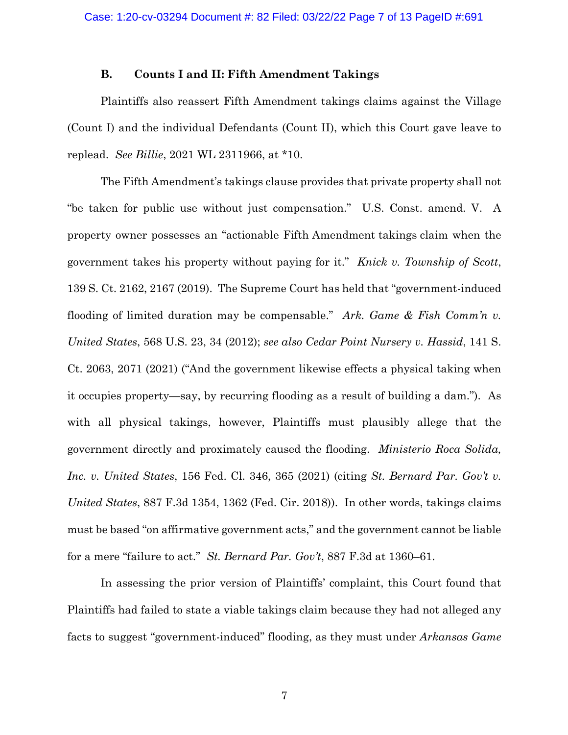### B. Counts I and II: Fifth Amendment Takings

Plaintiffs also reassert Fifth Amendment takings claims against the Village (Count I) and the individual Defendants (Count II), which this Court gave leave to replead. *See Billie*, 2021 WL 2311966, at *10.

The Fifth Amendment's takings clause provides that private property shall not "be taken for public use without just compensation." U.S. Const. amend. V. A property owner possesses an "actionable Fifth Amendment takings claim when the government takes his property without paying for it." *Knick v. Township of Scott*, 139 S. Ct. 2162, 2167 (2019). The Supreme Court has held that "government-induced flooding of limited duration may be compensable." *Ark. Game & Fish Comm'n v. United States*, 568 U.S. 23, 34 (2012); *see also Cedar Point Nursery v. Hassid*, 141 S. Ct. 2063, 2071 (2021) ("And the government likewise effects a physical taking when it occupies property—say, by recurring flooding as a result of building a dam."). As with all physical takings, however, Plaintiffs must plausibly allege that the government directly and proximately caused the flooding. *Ministerio Roca Solida, Inc. v. United States*, 156 Fed. Cl. 346, 365 (2021) (citing *St. Bernard Par. Gov't v. United States*, 887 F.3d 1354, 1362 (Fed. Cir. 2018)). In other words, takings claims must be based "on affirmative government acts," and the government cannot be liable for a mere "failure to act." *St. Bernard Par. Gov't*, 887 F.3d at 1360–61.

In assessing the prior version of Plaintiffs' complaint, this Court found that Plaintiffs had failed to state a viable takings claim because they had not alleged any facts to suggest "government-induced" flooding, as they must under *Arkansas Game*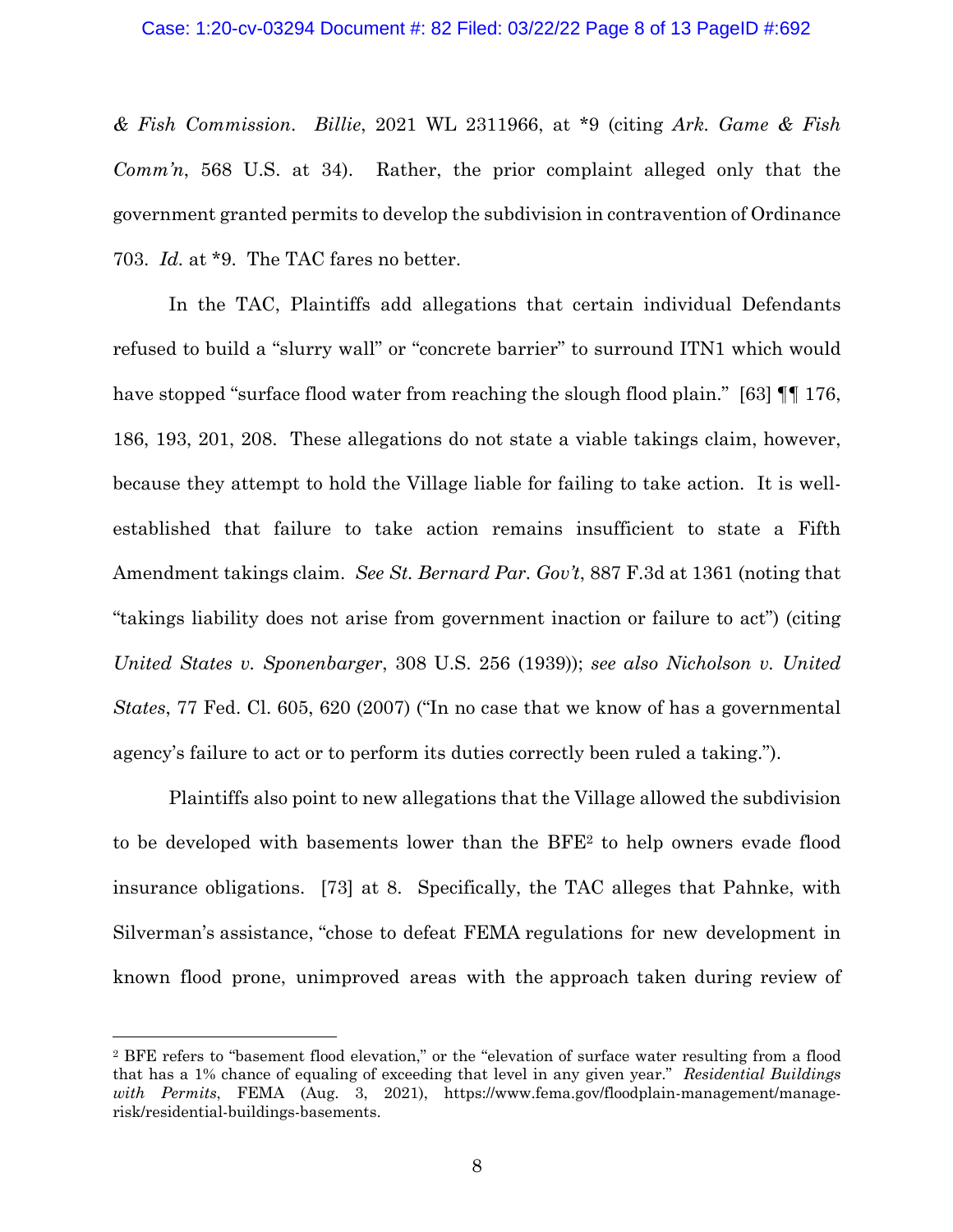*& Fish Commission*. *Billie*, 2021 WL 2311966, at *9 (citing *Ark. Game & Fish Comm'n*, 568 U.S. at 34). Rather, the prior complaint alleged only that the government granted permits to develop the subdivision in contravention of Ordinance 703. *Id.* at *9. The TAC fares no better.

In the TAC, Plaintiffs add allegations that certain individual Defendants refused to build a "slurry wall" or "concrete barrier" to surround ITN1 which would have stopped "surface flood water from reaching the slough flood plain." [63] ¶¶ 176, 186, 193, 201, 208. These allegations do not state a viable takings claim, however, because they attempt to hold the Village liable for failing to take action. It is well-established that failure to take action remains insufficient to state a Fifth Amendment takings claim. *See St. Bernard Par. Gov't*, 887 F.3d at 1361 (noting that "takings liability does not arise from government inaction or failure to act") (citing *United States v. Sponenbarger*, 308 U.S. 256 (1939)); *see also Nicholson v. United States*, 77 Fed. Cl. 605, 620 (2007) ("In no case that we know of has a governmental agency's failure to act or to perform its duties correctly been ruled a taking.").

Plaintiffs also point to new allegations that the Village allowed the subdivision to be developed with basements lower than the BFE[2] to help owners evade flood insurance obligations. [73] at 8. Specifically, the TAC alleges that Pahnke, with Silverman's assistance, "chose to defeat FEMA regulations for new development in known flood prone, unimproved areas with the approach taken during review of

[2] BFE refers to "basement flood elevation," or the "elevation of surface water resulting from a flood that has a 1% chance of equaling of exceeding that level in any given year." *Residential Buildings with Permits*, FEMA (Aug. 3, 2021), https://www.fema.gov/floodplain-management/manage-risk/residential-buildings-basements.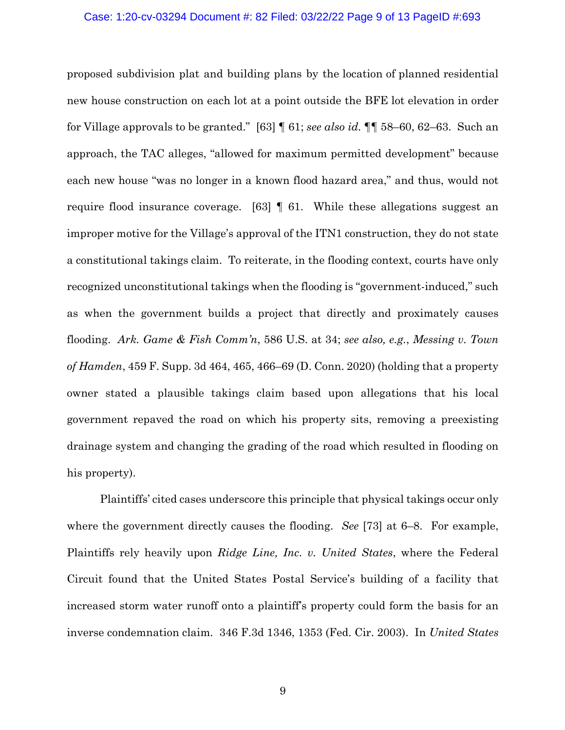proposed subdivision plat and building plans by the location of planned residential new house construction on each lot at a point outside the BFE lot elevation in order for Village approvals to be granted." [63] ¶ 61; *see also id.* ¶¶ 58–60, 62–63. Such an approach, the TAC alleges, "allowed for maximum permitted development" because each new house "was no longer in a known flood hazard area," and thus, would not require flood insurance coverage. [63] ¶ 61. While these allegations suggest an improper motive for the Village's approval of the ITN1 construction, they do not state a constitutional takings claim. To reiterate, in the flooding context, courts have only recognized unconstitutional takings when the flooding is "government-induced," such as when the government builds a project that directly and proximately causes flooding. *Ark. Game & Fish Comm'n*, 586 U.S. at 34; *see also, e.g.*, *Messing v. Town of Hamden*, 459 F. Supp. 3d 464, 465, 466–69 (D. Conn. 2020) (holding that a property owner stated a plausible takings claim based upon allegations that his local government repaved the road on which his property sits, removing a preexisting drainage system and changing the grading of the road which resulted in flooding on his property).

Plaintiffs' cited cases underscore this principle that physical takings occur only where the government directly causes the flooding. *See* [73] at 6–8. For example, Plaintiffs rely heavily upon *Ridge Line, Inc. v. United States*, where the Federal Circuit found that the United States Postal Service's building of a facility that increased storm water runoff onto a plaintiff's property could form the basis for an inverse condemnation claim. 346 F.3d 1346, 1353 (Fed. Cir. 2003). In *United States*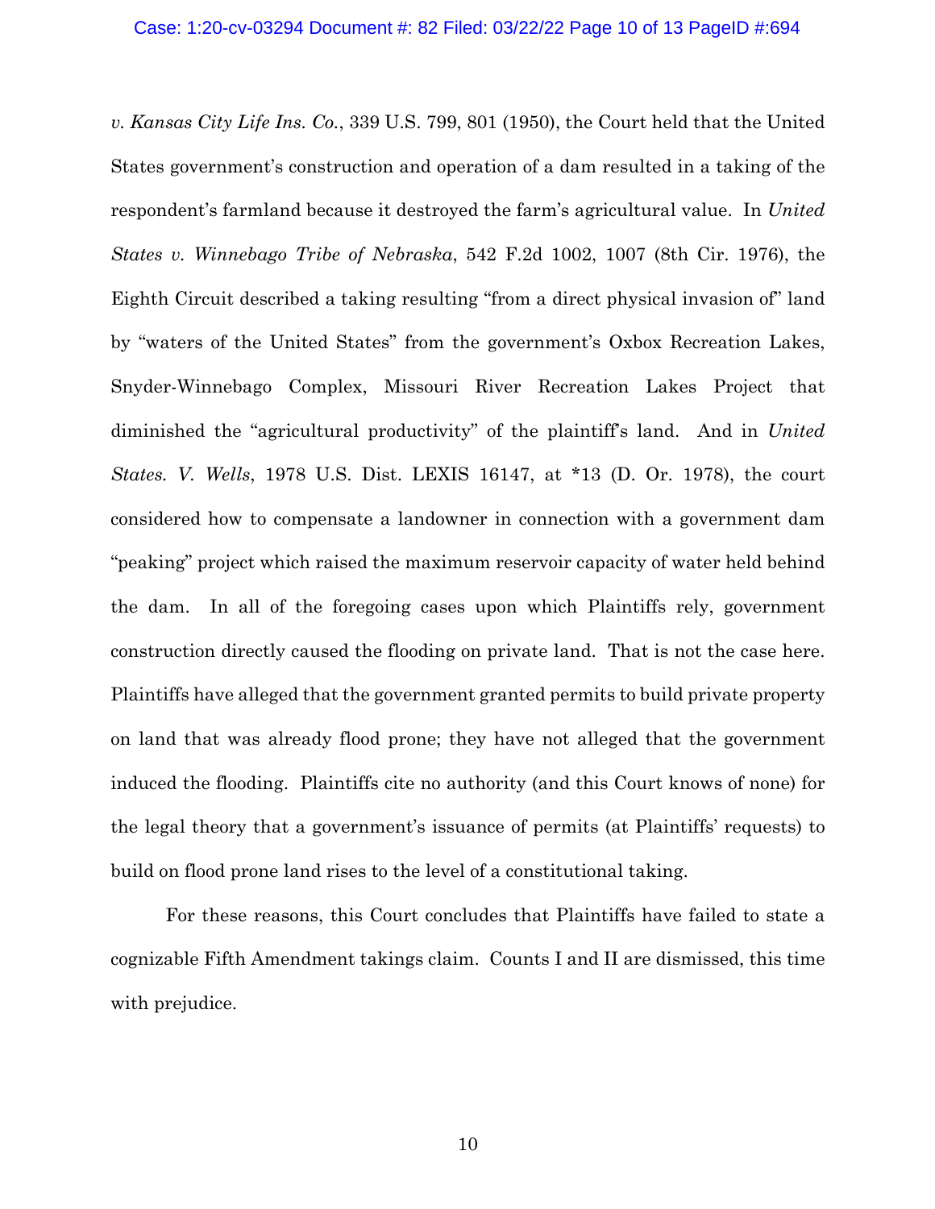*v. Kansas City Life Ins. Co.*, 339 U.S. 799, 801 (1950), the Court held that the United States government's construction and operation of a dam resulted in a taking of the respondent's farmland because it destroyed the farm's agricultural value. In *United States v. Winnebago Tribe of Nebraska*, 542 F.2d 1002, 1007 (8th Cir. 1976), the Eighth Circuit described a taking resulting "from a direct physical invasion of" land by "waters of the United States" from the government's Oxbox Recreation Lakes, Snyder-Winnebago Complex, Missouri River Recreation Lakes Project that diminished the "agricultural productivity" of the plaintiff's land. And in *United States. V. Wells*, 1978 U.S. Dist. LEXIS 16147, at *13 (D. Or. 1978), the court considered how to compensate a landowner in connection with a government dam "peaking" project which raised the maximum reservoir capacity of water held behind the dam. In all of the foregoing cases upon which Plaintiffs rely, government construction directly caused the flooding on private land. That is not the case here. Plaintiffs have alleged that the government granted permits to build private property on land that was already flood prone; they have not alleged that the government induced the flooding. Plaintiffs cite no authority (and this Court knows of none) for the legal theory that a government's issuance of permits (at Plaintiffs' requests) to build on flood prone land rises to the level of a constitutional taking.

For these reasons, this Court concludes that Plaintiffs have failed to state a cognizable Fifth Amendment takings claim. Counts I and II are dismissed, this time with prejudice.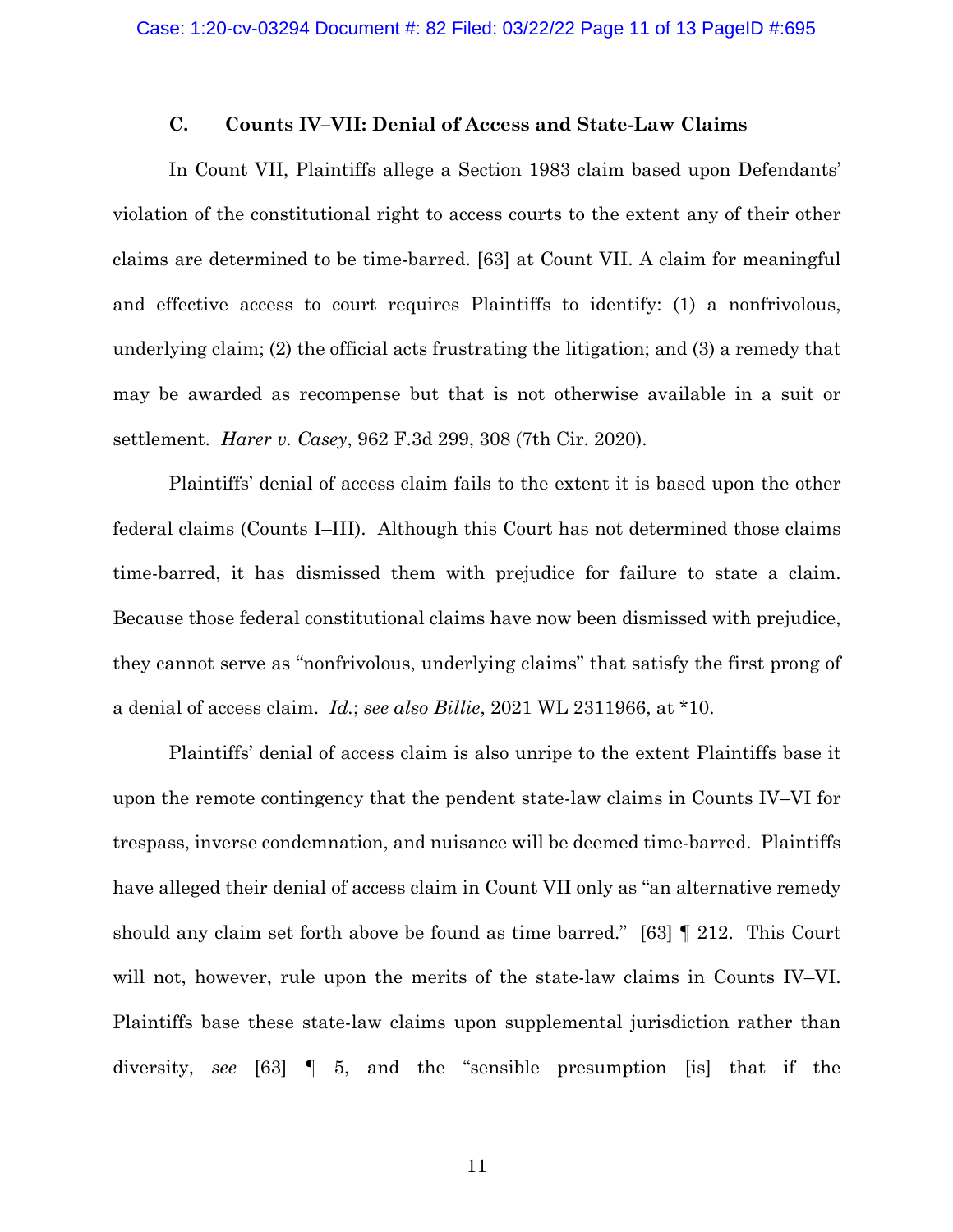### C. Counts IV–VII: Denial of Access and State-Law Claims

In Count VII, Plaintiffs allege a Section 1983 claim based upon Defendants' violation of the constitutional right to access courts to the extent any of their other claims are determined to be time-barred. [63] at Count VII. A claim for meaningful and effective access to court requires Plaintiffs to identify: (1) a nonfrivolous, underlying claim; (2) the official acts frustrating the litigation; and (3) a remedy that may be awarded as recompense but that is not otherwise available in a suit or settlement. *Harer v. Casey*, 962 F.3d 299, 308 (7th Cir. 2020).

Plaintiffs' denial of access claim fails to the extent it is based upon the other federal claims (Counts I–III). Although this Court has not determined those claims time-barred, it has dismissed them with prejudice for failure to state a claim. Because those federal constitutional claims have now been dismissed with prejudice, they cannot serve as "nonfrivolous, underlying claims" that satisfy the first prong of a denial of access claim. *Id.*; *see also Billie*, 2021 WL 2311966, at *10.

Plaintiffs' denial of access claim is also unripe to the extent Plaintiffs base it upon the remote contingency that the pendent state-law claims in Counts IV–VI for trespass, inverse condemnation, and nuisance will be deemed time-barred. Plaintiffs have alleged their denial of access claim in Count VII only as "an alternative remedy should any claim set forth above be found as time barred." [63] ¶ 212. This Court will not, however, rule upon the merits of the state-law claims in Counts IV–VI. Plaintiffs base these state-law claims upon supplemental jurisdiction rather than diversity, *see* [63] ¶ 5, and the "sensible presumption [is] that if the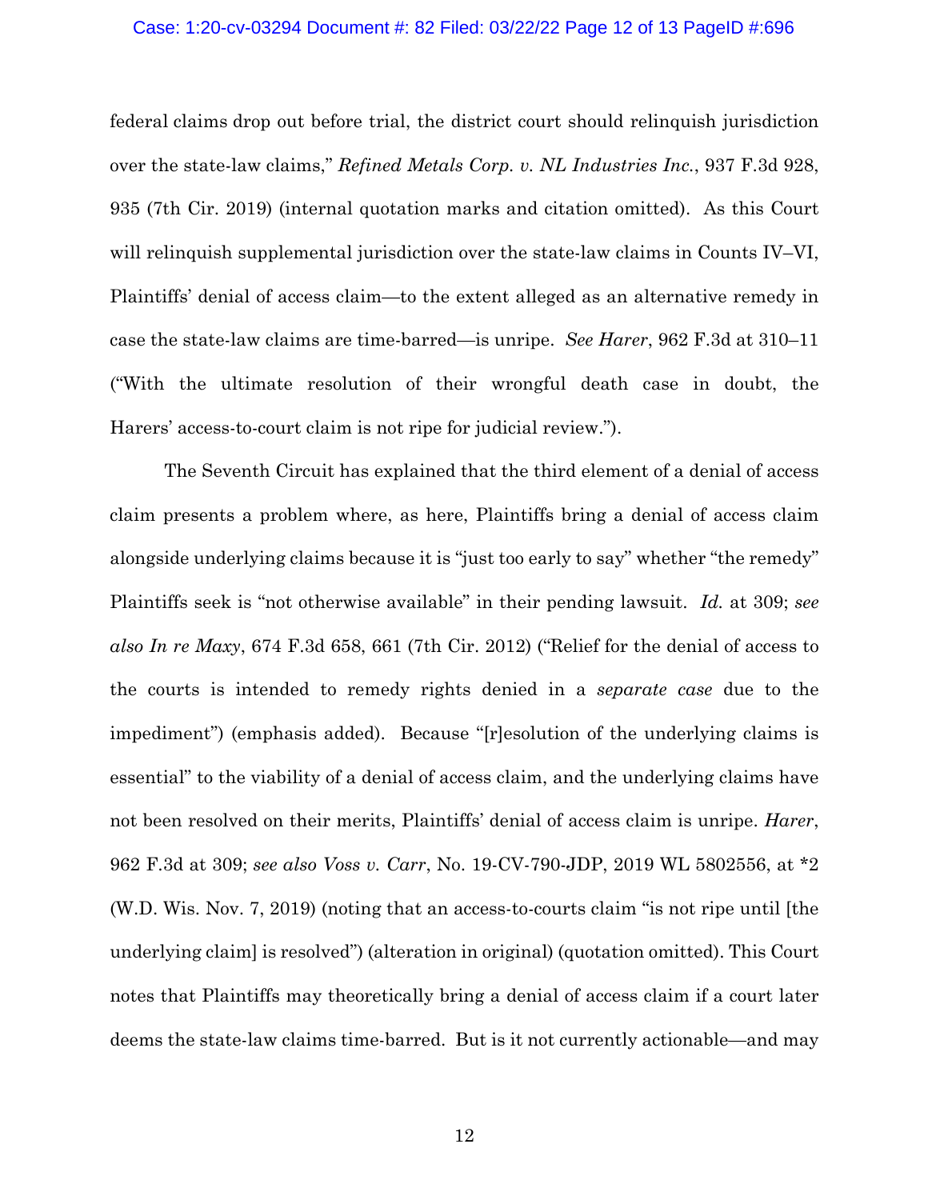federal claims drop out before trial, the district court should relinquish jurisdiction over the state-law claims," *Refined Metals Corp. v. NL Industries Inc.*, 937 F.3d 928, 935 (7th Cir. 2019) (internal quotation marks and citation omitted). As this Court will relinquish supplemental jurisdiction over the state-law claims in Counts IV–VI, Plaintiffs' denial of access claim—to the extent alleged as an alternative remedy in case the state-law claims are time-barred—is unripe. *See Harer*, 962 F.3d at 310–11 ("With the ultimate resolution of their wrongful death case in doubt, the Harers' access-to-court claim is not ripe for judicial review.").

The Seventh Circuit has explained that the third element of a denial of access claim presents a problem where, as here, Plaintiffs bring a denial of access claim alongside underlying claims because it is "just too early to say" whether "the remedy" Plaintiffs seek is "not otherwise available" in their pending lawsuit. *Id.* at 309; *see also In re Maxy*, 674 F.3d 658, 661 (7th Cir. 2012) ("Relief for the denial of access to the courts is intended to remedy rights denied in a *separate case* due to the impediment") (emphasis added). Because "[r]esolution of the underlying claims is essential" to the viability of a denial of access claim, and the underlying claims have not been resolved on their merits, Plaintiffs' denial of access claim is unripe. *Harer*, 962 F.3d at 309; *see also Voss v. Carr*, No. 19-CV-790-JDP, 2019 WL 5802556, at *2 (W.D. Wis. Nov. 7, 2019) (noting that an access-to-courts claim "is not ripe until [the underlying claim] is resolved") (alteration in original) (quotation omitted). This Court notes that Plaintiffs may theoretically bring a denial of access claim if a court later deems the state-law claims time-barred. But is it not currently actionable—and may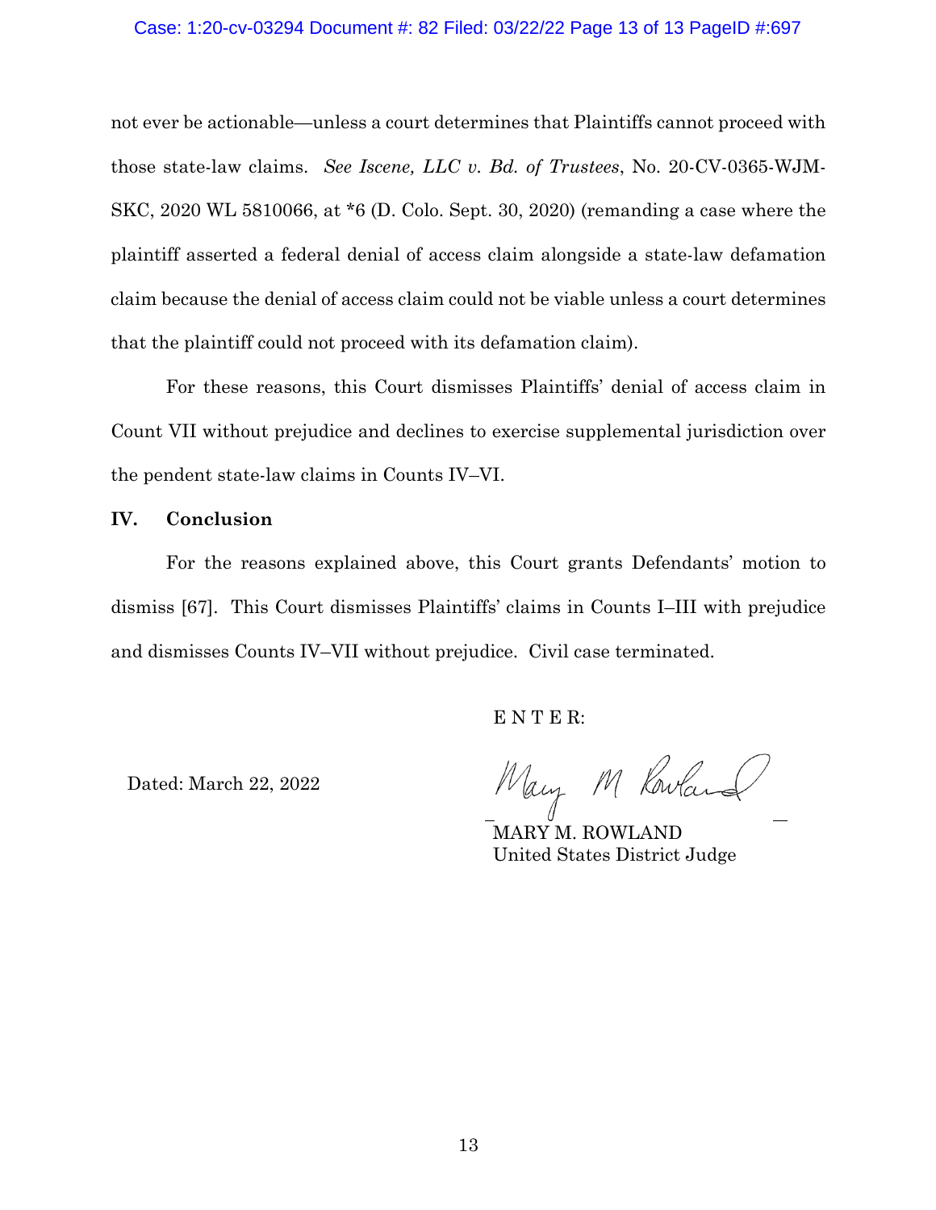not ever be actionable—unless a court determines that Plaintiffs cannot proceed with those state-law claims. *See Iscene, LLC v. Bd. of Trustees*, No. 20-CV-0365-WJM-SKC, 2020 WL 5810066, at *6 (D. Colo. Sept. 30, 2020) (remanding a case where the plaintiff asserted a federal denial of access claim alongside a state-law defamation claim because the denial of access claim could not be viable unless a court determines that the plaintiff could not proceed with its defamation claim).

For these reasons, this Court dismisses Plaintiffs' denial of access claim in Count VII without prejudice and declines to exercise supplemental jurisdiction over the pendent state-law claims in Counts IV–VI.

## IV. Conclusion

For the reasons explained above, this Court grants Defendants' motion to dismiss [67]. This Court dismisses Plaintiffs' claims in Counts I–III with prejudice and dismisses Counts IV–VII without prejudice. Civil case terminated.

E N T E R:

Dated: March 22, 2022

MARY M. ROWLAND
United States District Judge